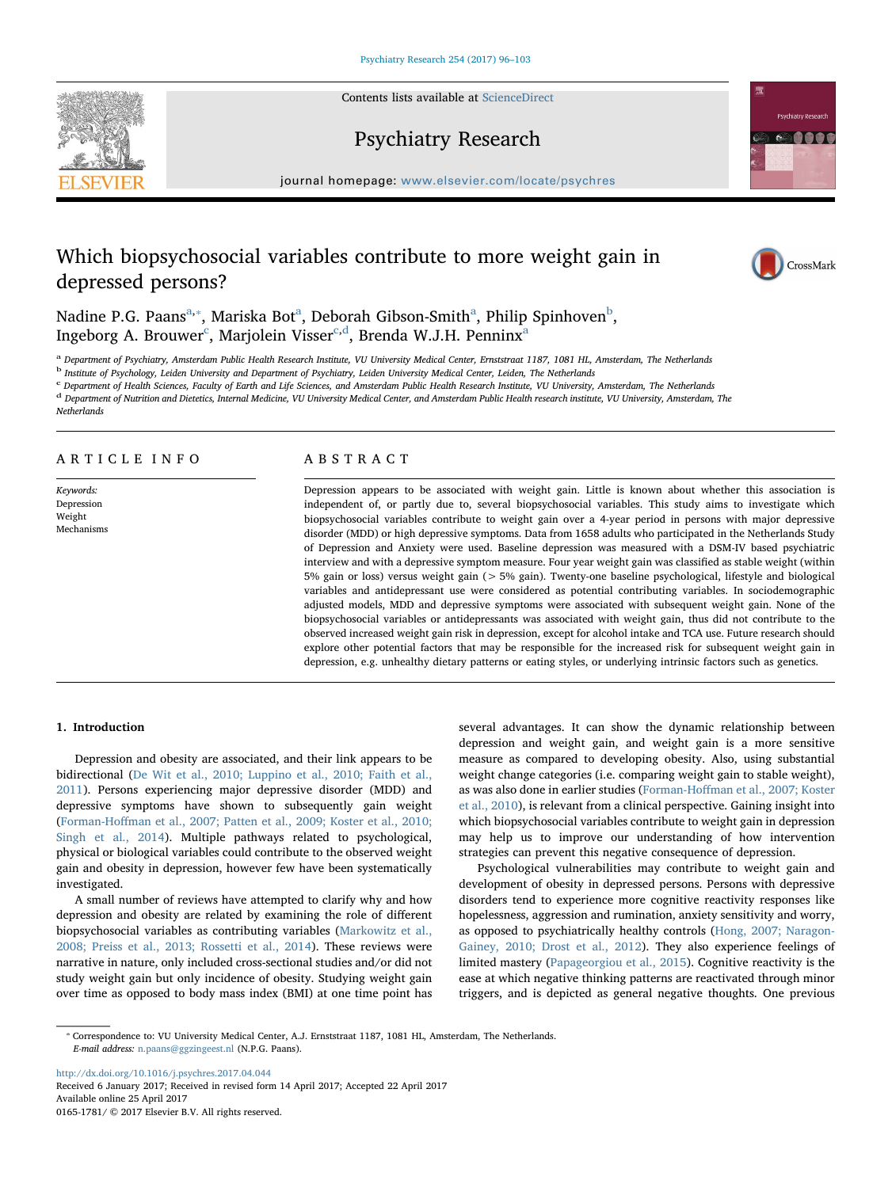# Which biopsychosocial variables contribute to more weight gain in depressed persons?

Nadine P.G. Paans[a,*], Mariska Bot[a], Deborah Gibson-Smith[a], Philip Spinhoven[b], Ingeborg A. Brouwer[c], Marjolein Visser[c,d], Brenda W.J.H. Penninx[a]

[a] Department of Psychiatry, Amsterdam Public Health Research Institute, VU University Medical Center, Ernststraat 1187, 1081 HL, Amsterdam, The Netherlands

[b] Institute of Psychology, Leiden University and Department of Psychiatry, Leiden University Medical Center, Leiden, The Netherlands

[c] Department of Health Sciences, Faculty of Earth and Life Sciences, and Amsterdam Public Health Research Institute, VU University, Amsterdam, The Netherlands

[d] Department of Nutrition and Dietetics, Internal Medicine, VU University Medical Center, and Amsterdam Public Health research institute, VU University, Amsterdam, The Netherlands

## ARTICLE INFO

*Keywords:*
Depression
Weight
Mechanisms

## ABSTRACT

Depression appears to be associated with weight gain. Little is known about whether this association is independent of, or partly due to, several biopsychosocial variables. This study aims to investigate which biopsychosocial variables contribute to weight gain over a 4-year period in persons with major depressive disorder (MDD) or high depressive symptoms. Data from 1658 adults who participated in the Netherlands Study of Depression and Anxiety were used. Baseline depression was measured with a DSM-IV based psychiatric interview and with a depressive symptom measure. Four year weight gain was classified as stable weight (within 5% gain or loss) versus weight gain (> 5% gain). Twenty-one baseline psychological, lifestyle and biological variables and antidepressant use were considered as potential contributing variables. In sociodemographic adjusted models, MDD and depressive symptoms were associated with subsequent weight gain. None of the biopsychosocial variables or antidepressants was associated with weight gain, thus did not contribute to the observed increased weight gain risk in depression, except for alcohol intake and TCA use. Future research should explore other potential factors that may be responsible for the increased risk for subsequent weight gain in depression, e.g. unhealthy dietary patterns or eating styles, or underlying intrinsic factors such as genetics.

## 1. Introduction

Depression and obesity are associated, and their link appears to be bidirectional (De Wit et al., 2010; Luppino et al., 2010; Faith et al., 2011). Persons experiencing major depressive disorder (MDD) and depressive symptoms have shown to subsequently gain weight (Forman-Hoffman et al., 2007; Patten et al., 2009; Koster et al., 2010; Singh et al., 2014). Multiple pathways related to psychological, physical or biological variables could contribute to the observed weight gain and obesity in depression, however few have been systematically investigated.

A small number of reviews have attempted to clarify why and how depression and obesity are related by examining the role of different biopsychosocial variables as contributing variables (Markowitz et al., 2008; Preiss et al., 2013; Rossetti et al., 2014). These reviews were narrative in nature, only included cross-sectional studies and/or did not study weight gain but only incidence of obesity. Studying weight gain over time as opposed to body mass index (BMI) at one time point has several advantages. It can show the dynamic relationship between depression and weight gain, and weight gain is a more sensitive measure as compared to developing obesity. Also, using substantial weight change categories (i.e. comparing weight gain to stable weight), as was also done in earlier studies (Forman-Hoffman et al., 2007; Koster et al., 2010), is relevant from a clinical perspective. Gaining insight into which biopsychosocial variables contribute to weight gain in depression may help us to improve our understanding of how intervention strategies can prevent this negative consequence of depression.

Psychological vulnerabilities may contribute to weight gain and development of obesity in depressed persons. Persons with depressive disorders tend to experience more cognitive reactivity responses like hopelessness, aggression and rumination, anxiety sensitivity and worry, as opposed to psychiatrically healthy controls (Hong, 2007; Naragon-Gainey, 2010; Drost et al., 2012). They also experience feelings of limited mastery (Papageorgiou et al., 2015). Cognitive reactivity is the ease at which negative thinking patterns are reactivated through minor triggers, and is depicted as general negative thoughts. One previous

* Correspondence to: VU University Medical Center, A.J. Ernststraat 1187, 1081 HL, Amsterdam, The Netherlands.
*E-mail address:* n.paans@ggzingeest.nl (N.P.G. Paans).

http://dx.doi.org/10.1016/j.psychres.2017.04.044
Received 6 January 2017; Received in revised form 14 April 2017; Accepted 22 April 2017
Available online 25 April 2017
0165-1781/ © 2017 Elsevier B.V. All rights reserved.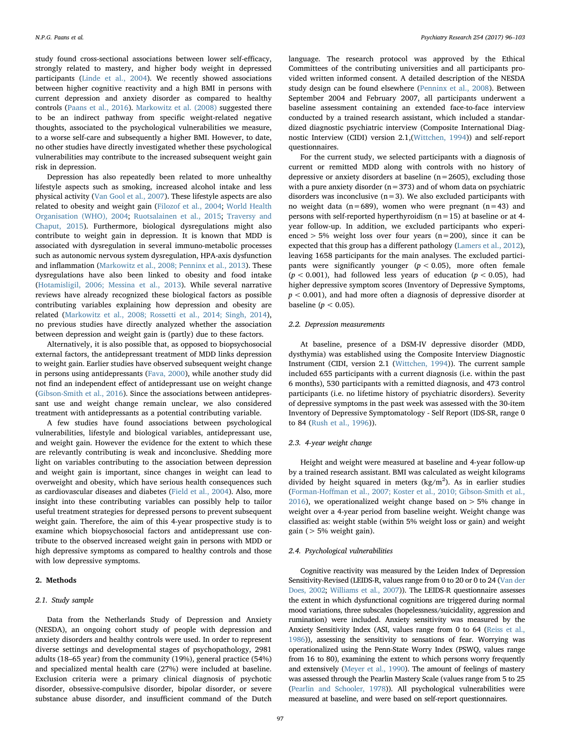study found cross-sectional associations between lower self-efficacy, strongly related to mastery, and higher body weight in depressed participants (Linde et al., 2004). We recently showed associations between higher cognitive reactivity and a high BMI in persons with current depression and anxiety disorder as compared to healthy controls (Paans et al., 2016). Markowitz et al. (2008) suggested there to be an indirect pathway from specific weight-related negative thoughts, associated to the psychological vulnerabilities we measure, to a worse self-care and subsequently a higher BMI. However, to date, no other studies have directly investigated whether these psychological vulnerabilities may contribute to the increased subsequent weight gain risk in depression.

Depression has also repeatedly been related to more unhealthy lifestyle aspects such as smoking, increased alcohol intake and less physical activity (Van Gool et al., 2007). These lifestyle aspects are also related to obesity and weight gain (Filozof et al., 2004; World Health Organisation (WHO), 2004; Ruotsalainen et al., 2015; Traversy and Chaput, 2015). Furthermore, biological dysregulations might also contribute to weight gain in depression. It is known that MDD is associated with dysregulation in several immuno-metabolic processes such as autonomic nervous system dysregulation, HPA-axis dysfunction and inflammation (Markowitz et al., 2008; Penninx et al., 2013). These dysregulations have also been linked to obesity and food intake (Hotamisligil, 2006; Messina et al., 2013). While several narrative reviews have already recognized these biological factors as possible contributing variables explaining how depression and obesity are related (Markowitz et al., 2008; Rossetti et al., 2014; Singh, 2014), no previous studies have directly analyzed whether the association between depression and weight gain is (partly) due to these factors.

Alternatively, it is also possible that, as opposed to biopsychosocial external factors, the antidepressant treatment of MDD links depression to weight gain. Earlier studies have observed subsequent weight change in persons using antidepressants (Fava, 2000), while another study did not find an independent effect of antidepressant use on weight change (Gibson-Smith et al., 2016). Since the associations between antidepressant use and weight change remain unclear, we also considered treatment with antidepressants as a potential contributing variable.

A few studies have found associations between psychological vulnerabilities, lifestyle and biological variables, antidepressant use, and weight gain. However the evidence for the extent to which these are relevantly contributing is weak and inconclusive. Shedding more light on variables contributing to the association between depression and weight gain is important, since changes in weight can lead to overweight and obesity, which have serious health consequences such as cardiovascular diseases and diabetes (Field et al., 2004). Also, more insight into these contributing variables can possibly help to tailor useful treatment strategies for depressed persons to prevent subsequent weight gain. Therefore, the aim of this 4-year prospective study is to examine which biopsychosocial factors and antidepressant use contribute to the observed increased weight gain in persons with MDD or high depressive symptoms as compared to healthy controls and those with low depressive symptoms.

## 2. Methods

### 2.1. Study sample

Data from the Netherlands Study of Depression and Anxiety (NESDA), an ongoing cohort study of people with depression and anxiety disorders and healthy controls were used. In order to represent diverse settings and developmental stages of psychopathology, 2981 adults (18–65 year) from the community (19%), general practice (54%) and specialized mental health care (27%) were included at baseline. Exclusion criteria were a primary clinical diagnosis of psychotic disorder, obsessive-compulsive disorder, bipolar disorder, or severe substance abuse disorder, and insufficient command of the Dutch language. The research protocol was approved by the Ethical Committees of the contributing universities and all participants provided written informed consent. A detailed description of the NESDA study design can be found elsewhere (Penninx et al., 2008). Between September 2004 and February 2007, all participants underwent a baseline assessment containing an extended face-to-face interview conducted by a trained research assistant, which included a standardized diagnostic psychiatric interview (Composite International Diagnostic Interview (CIDI) version 2.1,(Wittchen, 1994)) and self-report questionnaires.

For the current study, we selected participants with a diagnosis of current or remitted MDD along with controls with no history of depressive or anxiety disorders at baseline (n = 2605), excluding those with a pure anxiety disorder (n = 373) and of whom data on psychiatric disorders was inconclusive (n = 3). We also excluded participants with no weight data (n = 689), women who were pregnant (n = 43) and persons with self-reported hyperthyroidism (n = 15) at baseline or at 4-year follow-up. In addition, we excluded participants who experienced > 5% weight loss over four years (n = 200), since it can be expected that this group has a different pathology (Lamers et al., 2012), leaving 1658 participants for the main analyses. The excluded participants were significantly younger ($p < 0.05$), more often female ($p < 0.001$), had followed less years of education ($p < 0.05$), had higher depressive symptom scores (Inventory of Depressive Symptoms, $p < 0.001$), and had more often a diagnosis of depressive disorder at baseline ($p < 0.05$).

### 2.2. Depression measurements

At baseline, presence of a DSM-IV depressive disorder (MDD, dysthymia) was established using the Composite Interview Diagnostic Instrument (CIDI, version 2.1 (Wittchen, 1994)). The current sample included 655 participants with a current diagnosis (i.e. within the past 6 months), 530 participants with a remitted diagnosis, and 473 control participants (i.e. no lifetime history of psychiatric disorders). Severity of depressive symptoms in the past week was assessed with the 30-item Inventory of Depressive Symptomatology - Self Report (IDS-SR, range 0 to 84 (Rush et al., 1996)).

### 2.3. 4-year weight change

Height and weight were measured at baseline and 4-year follow-up by a trained research assistant. BMI was calculated as weight kilograms divided by height squared in meters (kg/m$^2$). As in earlier studies (Forman-Hoffman et al., 2007; Koster et al., 2010; Gibson-Smith et al., 2016), we operationalized weight change based on > 5% change in weight over a 4-year period from baseline weight. Weight change was classified as: weight stable (within 5% weight loss or gain) and weight gain (> 5% weight gain).

### 2.4. Psychological vulnerabilities

Cognitive reactivity was measured by the Leiden Index of Depression Sensitivity-Revised (LEIDS-R, values range from 0 to 20 or 0 to 24 (Van der Does, 2002; Williams et al., 2007)). The LEIDS-R questionnaire assesses the extent in which dysfunctional cognitions are triggered during normal mood variations, three subscales (hopelessness/suicidality, aggression and rumination) were included. Anxiety sensitivity was measured by the Anxiety Sensitivity Index (ASI, values range from 0 to 64 (Reiss et al., 1986)), assessing the sensitivity to sensations of fear. Worrying was operationalized using the Penn-State Worry Index (PSWQ, values range from 16 to 80), examining the extent to which persons worry frequently and extensively (Meyer et al., 1990). The amount of feelings of mastery was assessed through the Pearlin Mastery Scale (values range from 5 to 25 (Pearlin and Schooler, 1978)). All psychological vulnerabilities were measured at baseline, and were based on self-report questionnaires.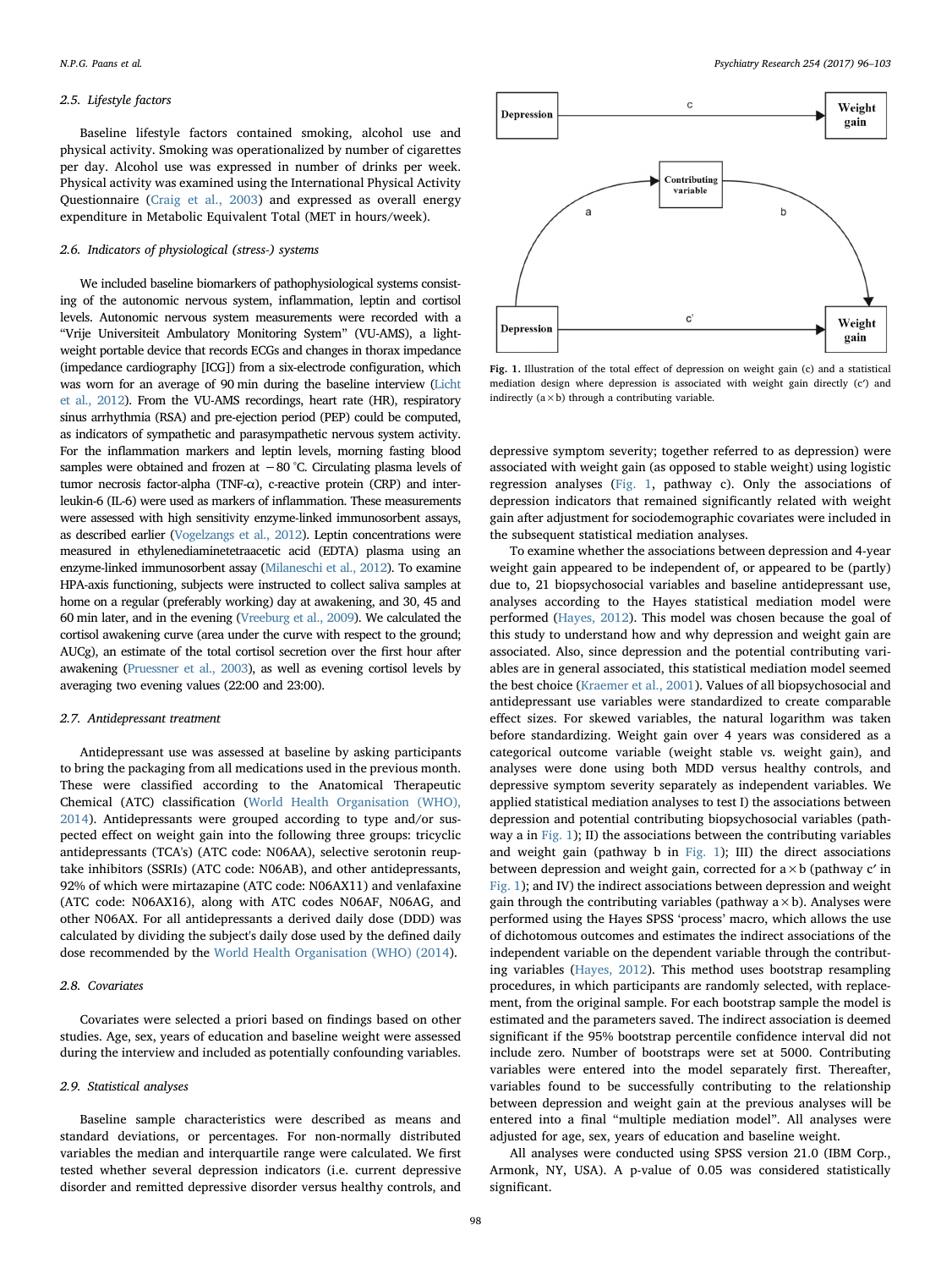### 2.5. Lifestyle factors

Baseline lifestyle factors contained smoking, alcohol use and physical activity. Smoking was operationalized by number of cigarettes per day. Alcohol use was expressed in number of drinks per week. Physical activity was examined using the International Physical Activity Questionnaire (Craig et al., 2003) and expressed as overall energy expenditure in Metabolic Equivalent Total (MET in hours/week).

### 2.6. Indicators of physiological (stress-) systems

We included baseline biomarkers of pathophysiological systems consisting of the autonomic nervous system, inflammation, leptin and cortisol levels. Autonomic nervous system measurements were recorded with a "Vrije Universiteit Ambulatory Monitoring System" (VU-AMS), a lightweight portable device that records ECGs and changes in thorax impedance (impedance cardiography [ICG]) from a six-electrode configuration, which was worn for an average of 90 min during the baseline interview (Licht et al., 2012). From the VU-AMS recordings, heart rate (HR), respiratory sinus arrhythmia (RSA) and pre-ejection period (PEP) could be computed, as indicators of sympathetic and parasympathetic nervous system activity. For the inflammation markers and leptin levels, morning fasting blood samples were obtained and frozen at −80 °C. Circulating plasma levels of tumor necrosis factor-alpha (TNF-α), c-reactive protein (CRP) and interleukin-6 (IL-6) were used as markers of inflammation. These measurements were assessed with high sensitivity enzyme-linked immunosorbent assays, as described earlier (Vogelzangs et al., 2012). Leptin concentrations were measured in ethylenediaminetetraacetic acid (EDTA) plasma using an enzyme-linked immunosorbent assay (Milaneschi et al., 2012). To examine HPA-axis functioning, subjects were instructed to collect saliva samples at home on a regular (preferably working) day at awakening, and 30, 45 and 60 min later, and in the evening (Vreeburg et al., 2009). We calculated the cortisol awakening curve (area under the curve with respect to the ground; AUCg), an estimate of the total cortisol secretion over the first hour after awakening (Pruessner et al., 2003), as well as evening cortisol levels by averaging two evening values (22:00 and 23:00).

### 2.7. Antidepressant treatment

Antidepressant use was assessed at baseline by asking participants to bring the packaging from all medications used in the previous month. These were classified according to the Anatomical Therapeutic Chemical (ATC) classification (World Health Organisation (WHO), 2014). Antidepressants were grouped according to type and/or suspected effect on weight gain into the following three groups: tricyclic antidepressants (TCA's) (ATC code: N06AA), selective serotonin reuptake inhibitors (SSRIs) (ATC code: N06AB), and other antidepressants, 92% of which were mirtazapine (ATC code: N06AX11) and venlafaxine (ATC code: N06AX16), along with ATC codes N06AF, N06AG, and other N06AX. For all antidepressants a derived daily dose (DDD) was calculated by dividing the subject's daily dose used by the defined daily dose recommended by the World Health Organisation (WHO) (2014).

### 2.8. Covariates

Covariates were selected a priori based on findings based on other studies. Age, sex, years of education and baseline weight were assessed during the interview and included as potentially confounding variables.

### 2.9. Statistical analyses

Baseline sample characteristics were described as means and standard deviations, or percentages. For non-normally distributed variables the median and interquartile range were calculated. We first tested whether several depression indicators (i.e. current depressive disorder and remitted depressive disorder versus healthy controls, and

Fig. 1. Illustration of the total effect of depression on weight gain (c) and a statistical mediation design where depression is associated with weight gain directly (c′) and indirectly (a × b) through a contributing variable.

depressive symptom severity; together referred to as depression) were associated with weight gain (as opposed to stable weight) using logistic regression analyses (Fig. 1, pathway c). Only the associations of depression indicators that remained significantly related with weight gain after adjustment for sociodemographic covariates were included in the subsequent statistical mediation analyses.

To examine whether the associations between depression and 4-year weight gain appeared to be independent of, or appeared to be (partly) due to, 21 biopsychosocial variables and baseline antidepressant use, analyses according to the Hayes statistical mediation model were performed (Hayes, 2012). This model was chosen because the goal of this study to understand how and why depression and weight gain are associated. Also, since depression and the potential contributing variables are in general associated, this statistical mediation model seemed the best choice (Kraemer et al., 2001). Values of all biopsychosocial and antidepressant use variables were standardized to create comparable effect sizes. For skewed variables, the natural logarithm was taken before standardizing. Weight gain over 4 years was considered as a categorical outcome variable (weight stable vs. weight gain), and analyses were done using both MDD versus healthy controls, and depressive symptom severity separately as independent variables. We applied statistical mediation analyses to test I) the associations between depression and potential contributing biopsychosocial variables (pathway a in Fig. 1); II) the associations between the contributing variables and weight gain (pathway b in Fig. 1); III) the direct associations between depression and weight gain, corrected for a × b (pathway c′ in Fig. 1); and IV) the indirect associations between depression and weight gain through the contributing variables (pathway a × b). Analyses were performed using the Hayes SPSS 'process' macro, which allows the use of dichotomous outcomes and estimates the indirect associations of the independent variable on the dependent variable through the contributing variables (Hayes, 2012). This method uses bootstrap resampling procedures, in which participants are randomly selected, with replacement, from the original sample. For each bootstrap sample the model is estimated and the parameters saved. The indirect association is deemed significant if the 95% bootstrap percentile confidence interval did not include zero. Number of bootstraps were set at 5000. Contributing variables were entered into the model separately first. Thereafter, variables found to be successfully contributing to the relationship between depression and weight gain at the previous analyses will be entered into a final "multiple mediation model". All analyses were adjusted for age, sex, years of education and baseline weight.

All analyses were conducted using SPSS version 21.0 (IBM Corp., Armonk, NY, USA). A p-value of 0.05 was considered statistically significant.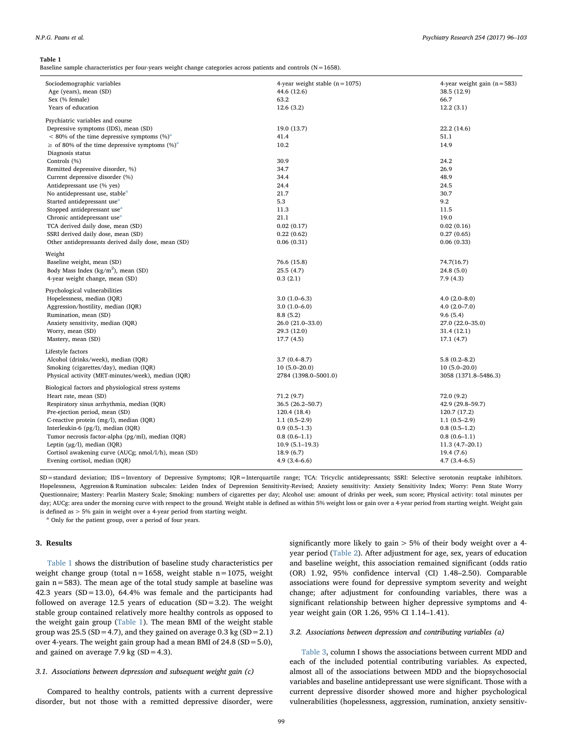**Table 1**

Baseline sample characteristics per four-years weight change categories across patients and controls (N = 1658).

| Sociodemographic variables | 4-year weight stable (n = 1075) | 4-year weight gain (n = 583) |
|---|---|---|
| Age (years), mean (SD) | 44.6 (12.6) | 38.5 (12.9) |
| Sex (% female) | 63.2 | 66.7 |
| Years of education | 12.6 (3.2) | 12.2 (3.1) |
| **Psychiatric variables and course** | | |
| Depressive symptoms (IDS), mean (SD) | 19.0 (13.7) | 22.2 (14.6) |
| < 80% of the time depressive symptoms (%)[a] | 41.4 | 51.1 |
| ≥ of 80% of the time depressive symptoms (%)[a] | 10.2 | 14.9 |
| Diagnosis status | | |
| Controls (%) | 30.9 | 24.2 |
| Remitted depressive disorder, %) | 34.7 | 26.9 |
| Current depressive disorder (%) | 34.4 | 48.9 |
| Antidepressant use (% yes) | 24.4 | 24.5 |
| No antidepressant use, stable[a] | 21.7 | 30.7 |
| Started antidepressant use[a] | 5.3 | 9.2 |
| Stopped antidepressant use[a] | 11.3 | 11.5 |
| Chronic antidepressant use[a] | 21.1 | 19.0 |
| TCA derived daily dose, mean (SD) | 0.02 (0.17) | 0.02 (0.16) |
| SSRI derived daily dose, mean (SD) | 0.22 (0.62) | 0.27 (0.65) |
| Other antidepressants derived daily dose, mean (SD) | 0.06 (0.31) | 0.06 (0.33) |
| **Weight** | | |
| Baseline weight, mean (SD) | 76.6 (15.8) | 74.7(16.7) |
| Body Mass Index (kg/m$^2$), mean (SD) | 25.5 (4.7) | 24.8 (5.0) |
| 4-year weight change, mean (SD) | 0.3 (2.1) | 7.9 (4.3) |
| **Psychological vulnerabilities** | | |
| Hopelessness, median (IQR) | 3.0 (1.0–6.3) | 4.0 (2.0–8.0) |
| Aggression/hostility, median (IQR) | 3.0 (1.0–6.0) | 4.0 (2.0–7.0) |
| Rumination, mean (SD) | 8.8 (5.2) | 9.6 (5.4) |
| Anxiety sensitivity, median (IQR) | 26.0 (21.0–33.0) | 27.0 (22.0–35.0) |
| Worry, mean (SD) | 29.3 (12.0) | 31.4 (12.1) |
| Mastery, mean (SD) | 17.7 (4.5) | 17.1 (4.7) |
| **Lifestyle factors** | | |
| Alcohol (drinks/week), median (IQR) | 3.7 (0.4–8.7) | 5.8 (0.2–8.2) |
| Smoking (cigarettes/day), median (IQR) | 10 (5.0–20.0) | 10 (5.0–20.0) |
| Physical activity (MET-minutes/week), median (IQR) | 2784 (1398.0–5001.0) | 3058 (1371.8–5486.3) |
| **Biological factors and physiological stress systems** | | |
| Heart rate, mean (SD) | 71.2 (9.7) | 72.0 (9.2) |
| Respiratory sinus arrhythmia, median (IQR) | 36.5 (26.2–50.7) | 42.9 (29.8–59.7) |
| Pre-ejection period, mean (SD) | 120.4 (18.4) | 120.7 (17.2) |
| C-reactive protein (mg/l), median (IQR) | 1.1 (0.5–2.9) | 1.1 (0.5–2.9) |
| Interleukin-6 (pg/l), median (IQR) | 0.9 (0.5–1.3) | 0.8 (0.5–1.2) |
| Tumor necrosis factor-alpha (pg/ml), median (IQR) | 0.8 (0.6–1.1) | 0.8 (0.6–1.1) |
| Leptin (μg/l), median (IQR) | 10.9 (5.1–19.3) | 11.3 (4.7–20.1) |
| Cortisol awakening curve (AUCg; nmol/l/h), mean (SD) | 18.9 (6.7) | 19.4 (7.6) |
| Evening cortisol, median (IQR) | 4.9 (3.4–6.6) | 4.7 (3.4–6.5) |

SD = standard deviation; IDS = Inventory of Depressive Symptoms; IQR = Interquartile range; TCA: Tricyclic antidepressants; SSRI: Selective serotonin reuptake inhibitors. Hopelessness, Aggression & Rumination subscales: Leiden Index of Depression Sensitivity-Revised; Anxiety sensitivity: Anxiety Sensitivity Index; Worry: Penn State Worry Questionnaire; Mastery: Pearlin Mastery Scale; Smoking: numbers of cigarettes per day; Alcohol use: amount of drinks per week, sum score; Physical activity: total minutes per day; AUCg: area under the morning curve with respect to the ground. Weight stable is defined as within 5% weight loss or gain over a 4-year period from starting weight. Weight gain is defined as > 5% gain in weight over a 4-year period from starting weight.

[a] Only for the patient group, over a period of four years.

## 3. Results

Table 1 shows the distribution of baseline study characteristics per weight change group (total n = 1658, weight stable n = 1075, weight gain n = 583). The mean age of the total study sample at baseline was 42.3 years (SD = 13.0), 64.4% was female and the participants had followed on average 12.5 years of education (SD = 3.2). The weight stable group contained relatively more healthy controls as opposed to the weight gain group (Table 1). The mean BMI of the weight stable group was 25.5 (SD = 4.7), and they gained on average 0.3 kg (SD = 2.1) over 4-years. The weight gain group had a mean BMI of 24.8 (SD = 5.0), and gained on average 7.9 kg (SD = 4.3).

### 3.1. Associations between depression and subsequent weight gain (c)

Compared to healthy controls, patients with a current depressive disorder, but not those with a remitted depressive disorder, were significantly more likely to gain > 5% of their body weight over a 4-year period (Table 2). After adjustment for age, sex, years of education and baseline weight, this association remained significant (odds ratio (OR) 1.92, 95% confidence interval (CI) 1.48–2.50). Comparable associations were found for depressive symptom severity and weight change; after adjustment for confounding variables, there was a significant relationship between higher depressive symptoms and 4-year weight gain (OR 1.26, 95% CI 1.14–1.41).

### 3.2. Associations between depression and contributing variables (a)

Table 3, column I shows the associations between current MDD and each of the included potential contributing variables. As expected, almost all of the associations between MDD and the biopsychosocial variables and baseline antidepressant use were significant. Those with a current depressive disorder showed more and higher psychological vulnerabilities (hopelessness, aggression, rumination, anxiety sensitiv-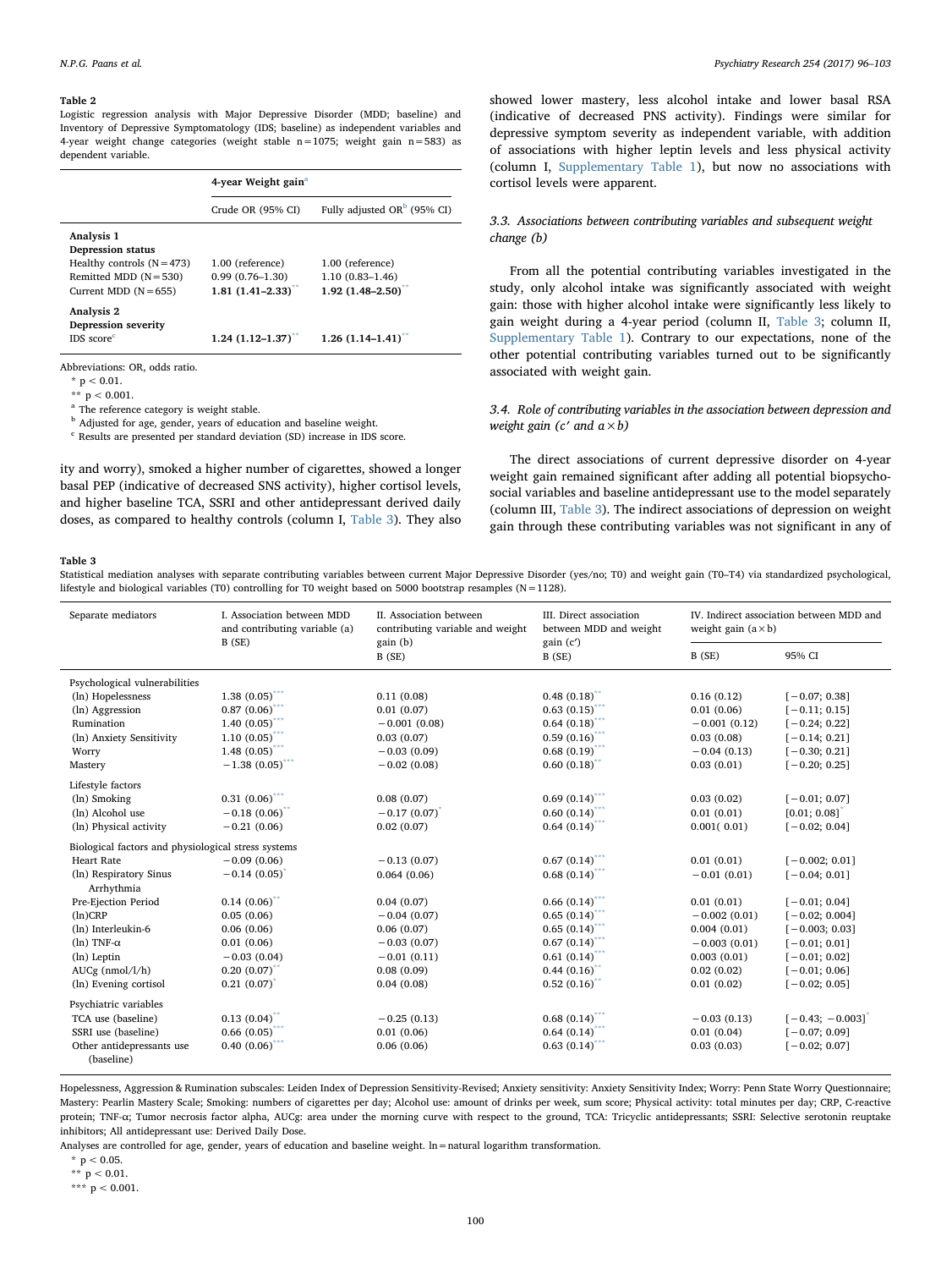**Table 2**
Logistic regression analysis with Major Depressive Disorder (MDD; baseline) and Inventory of Depressive Symptomatology (IDS; baseline) as independent variables and 4-year weight change categories (weight stable n = 1075; weight gain n = 583) as dependent variable.

| | 4-year Weight gain[a] | |
|---|---|---|
| | Crude OR (95% CI) | Fully adjusted OR[b] (95% CI) |
| **Analysis 1** | | |
| **Depression status** | | |
| Healthy controls (N = 473) | 1.00 (reference) | 1.00 (reference) |
| Remitted MDD (N = 530) | 0.99 (0.76–1.30) | 1.10 (0.83–1.46) |
| Current MDD (N = 655) | **1.81 (1.41–2.33)**[**] | **1.92 (1.48–2.50)**[**] |
| **Analysis 2** | | |
| **Depression severity** | | |
| IDS score[c] | **1.24 (1.12–1.37)**[**] | **1.26 (1.14–1.41)**[**] |

Abbreviations: OR, odds ratio.
* p < 0.01.
** p < 0.001.
[a] The reference category is weight stable.
[b] Adjusted for age, gender, years of education and baseline weight.
[c] Results are presented per standard deviation (SD) increase in IDS score.

ity and worry), smoked a higher number of cigarettes, showed a longer basal PEP (indicative of decreased SNS activity), higher cortisol levels, and higher baseline TCA, SSRI and other antidepressant derived daily doses, as compared to healthy controls (column I, Table 3). They also showed lower mastery, less alcohol intake and lower basal RSA (indicative of decreased PNS activity). Findings were similar for depressive symptom severity as independent variable, with addition of associations with higher leptin levels and less physical activity (column I, Supplementary Table 1), but now no associations with cortisol levels were apparent.

### 3.3. Associations between contributing variables and subsequent weight change (b)

From all the potential contributing variables investigated in the study, only alcohol intake was significantly associated with weight gain: those with higher alcohol intake were significantly less likely to gain weight during a 4-year period (column II, Table 3; column II, Supplementary Table 1). Contrary to our expectations, none of the other potential contributing variables turned out to be significantly associated with weight gain.

### 3.4. Role of contributing variables in the association between depression and weight gain (c′ and a × b)

The direct associations of current depressive disorder on 4-year weight gain remained significant after adding all potential biopsychosocial variables and baseline antidepressant use to the model separately (column III, Table 3). The indirect associations of depression on weight gain through these contributing variables was not significant in any of

**Table 3**
Statistical mediation analyses with separate contributing variables between current Major Depressive Disorder (yes/no; T0) and weight gain (T0–T4) via standardized psychological, lifestyle and biological variables (T0) controlling for T0 weight based on 5000 bootstrap resamples (N = 1128).

| Separate mediators | I. Association between MDD and contributing variable (a) B (SE) | II. Association between contributing variable and weight gain (b) B (SE) | III. Direct association between MDD and weight gain (c′) B (SE) | IV. Indirect association between MDD and weight gain (a × b) | |
|---|---|---|---|---|---|
| | | | | B (SE) | 95% CI |
| Psychological vulnerabilities | | | | | |
| (ln) Hopelessness | 1.38 (0.05)[***] | 0.11 (0.08) | 0.48 (0.18)[**] | 0.16 (0.12) | [−0.07; 0.38] |
| (ln) Aggression | 0.87 (0.06)[***] | 0.01 (0.07) | 0.63 (0.15)[***] | 0.01 (0.06) | [−0.11; 0.15] |
| Rumination | 1.40 (0.05)[***] | −0.001 (0.08) | 0.64 (0.18)[***] | −0.001 (0.12) | [−0.24; 0.22] |
| (ln) Anxiety Sensitivity | 1.10 (0.05)[***] | 0.03 (0.07) | 0.59 (0.16)[***] | 0.03 (0.08) | [−0.14; 0.21] |
| Worry | 1.48 (0.05)[***] | −0.03 (0.09) | 0.68 (0.19)[***] | −0.04 (0.13) | [−0.30; 0.21] |
| Mastery | −1.38 (0.05)[***] | −0.02 (0.08) | 0.60 (0.18)[**] | 0.03 (0.01) | [−0.20; 0.25] |
| Lifestyle factors | | | | | |
| (ln) Smoking | 0.31 (0.06)[***] | 0.08 (0.07) | 0.69 (0.14)[***] | 0.03 (0.02) | [−0.01; 0.07] |
| (ln) Alcohol use | −0.18 (0.06)[**] | −0.17 (0.07)[*] | 0.60 (0.14)[***] | 0.01 (0.01) | [0.01; 0.08][*] |
| (ln) Physical activity | −0.21 (0.06) | 0.02 (0.07) | 0.64 (0.14)[***] | 0.001( 0.01) | [−0.02; 0.04] |
| Biological factors and physiological stress systems | | | | | |
| Heart Rate | −0.09 (0.06) | −0.13 (0.07) | 0.67 (0.14)[***] | 0.01 (0.01) | [−0.002; 0.01] |
| (ln) Respiratory Sinus Arrhythmia | −0.14 (0.05)[*] | 0.064 (0.06) | 0.68 (0.14)[***] | −0.01 (0.01) | [−0.04; 0.01] |
| Pre-Ejection Period | 0.14 (0.06)[**] | 0.04 (0.07) | 0.66 (0.14)[***] | 0.01 (0.01) | [−0.01; 0.04] |
| (ln)CRP | 0.05 (0.06) | −0.04 (0.07) | 0.65 (0.14)[***] | −0.002 (0.01) | [−0.02; 0.004] |
| (ln) Interleukin-6 | 0.06 (0.06) | 0.06 (0.07) | 0.65 (0.14)[***] | 0.004 (0.01) | [−0.003; 0.03] |
| (ln) TNF-α | 0.01 (0.06) | −0.03 (0.07) | 0.67 (0.14)[***] | −0.003 (0.01) | [−0.01; 0.01] |
| (ln) Leptin | −0.03 (0.04) | −0.01 (0.11) | 0.61 (0.14)[***] | 0.003 (0.01) | [−0.01; 0.02] |
| AUCg (nmol/l/h) | 0.20 (0.07)[**] | 0.08 (0.09) | 0.44 (0.16)[**] | 0.02 (0.02) | [−0.01; 0.06] |
| (ln) Evening cortisol | 0.21 (0.07)[*] | 0.04 (0.08) | 0.52 (0.16)[**] | 0.01 (0.02) | [−0.02; 0.05] |
| Psychiatric variables | | | | | |
| TCA use (baseline) | 0.13 (0.04)[**] | −0.25 (0.13) | 0.68 (0.14)[***] | −0.03 (0.13) | [−0.43; −0.003][*] |
| SSRI use (baseline) | 0.66 (0.05)[***] | 0.01 (0.06) | 0.64 (0.14)[***] | 0.01 (0.04) | [−0.07; 0.09] |
| Other antidepressants use (baseline) | 0.40 (0.06)[***] | 0.06 (0.06) | 0.63 (0.14)[***] | 0.03 (0.03) | [−0.02; 0.07] |

Hopelessness, Aggression & Rumination subscales: Leiden Index of Depression Sensitivity-Revised; Anxiety sensitivity: Anxiety Sensitivity Index; Worry: Penn State Worry Questionnaire; Mastery: Pearlin Mastery Scale; Smoking: numbers of cigarettes per day; Alcohol use: amount of drinks per week, sum score; Physical activity: total minutes per day; CRP, C-reactive protein; TNF-α; Tumor necrosis factor alpha, AUCg: area under the morning curve with respect to the ground, TCA: Tricyclic antidepressants; SSRI: Selective serotonin reuptake inhibitors; All antidepressant use: Derived Daily Dose.
Analyses are controlled for age, gender, years of education and baseline weight. ln = natural logarithm transformation.
* p < 0.05.
** p < 0.01.
*** p < 0.001.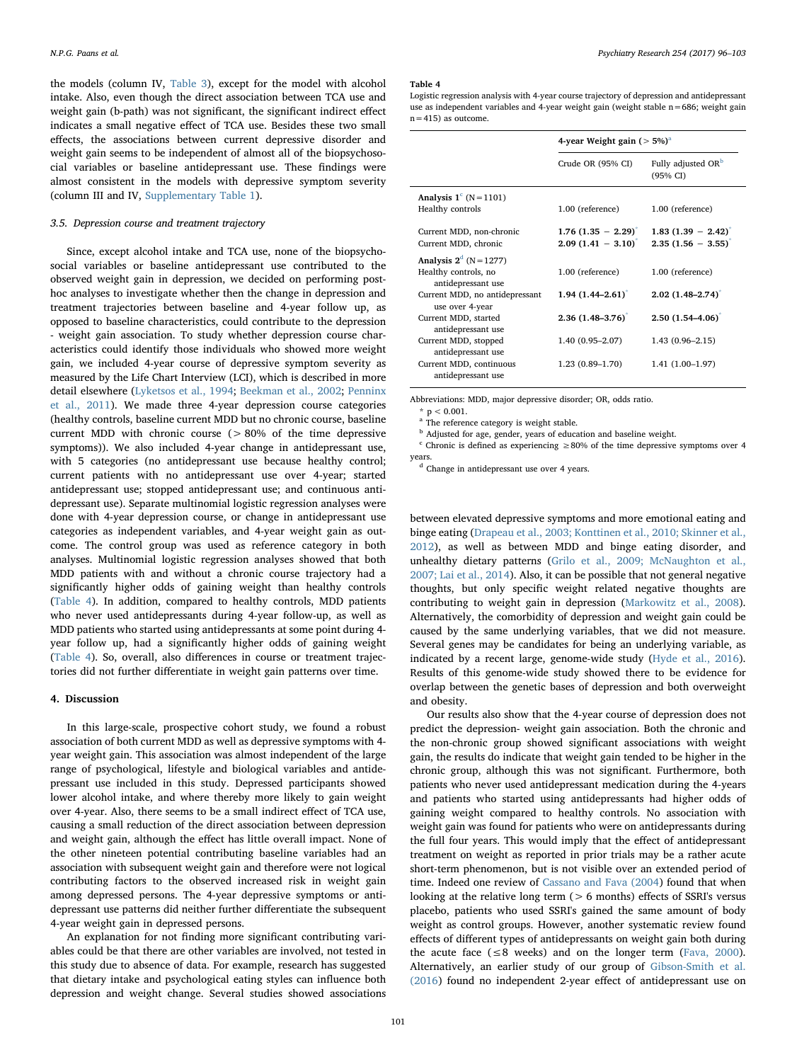the models (column IV, Table 3), except for the model with alcohol intake. Also, even though the direct association between TCA use and weight gain (b-path) was not significant, the significant indirect effect indicates a small negative effect of TCA use. Besides these two small effects, the associations between current depressive disorder and weight gain seems to be independent of almost all of the biopsychosocial variables or baseline antidepressant use. These findings were almost consistent in the models with depressive symptom severity (column III and IV, Supplementary Table 1).

### 3.5. Depression course and treatment trajectory

Since, except alcohol intake and TCA use, none of the biopsychosocial variables or baseline antidepressant use contributed to the observed weight gain in depression, we decided on performing post-hoc analyses to investigate whether then the change in depression and treatment trajectories between baseline and 4-year follow up, as opposed to baseline characteristics, could contribute to the depression - weight gain association. To study whether depression course characteristics could identify those individuals who showed more weight gain, we included 4-year course of depressive symptom severity as measured by the Life Chart Interview (LCI), which is described in more detail elsewhere (Lyketsos et al., 1994; Beekman et al., 2002; Penninx et al., 2011). We made three 4-year depression course categories (healthy controls, baseline current MDD but no chronic course, baseline current MDD with chronic course (> 80% of the time depressive symptoms)). We also included 4-year change in antidepressant use, with 5 categories (no antidepressant use because healthy control; current patients with no antidepressant use over 4-year; started antidepressant use; stopped antidepressant use; and continuous antidepressant use). Separate multinomial logistic regression analyses were done with 4-year depression course, or change in antidepressant use categories as independent variables, and 4-year weight gain as outcome. The control group was used as reference category in both analyses. Multinomial logistic regression analyses showed that both MDD patients with and without a chronic course trajectory had a significantly higher odds of gaining weight than healthy controls (Table 4). In addition, compared to healthy controls, MDD patients who never used antidepressants during 4-year follow-up, as well as MDD patients who started using antidepressants at some point during 4-year follow up, had a significantly higher odds of gaining weight (Table 4). So, overall, also differences in course or treatment trajectories did not further differentiate in weight gain patterns over time.

**Table 4**
Logistic regression analysis with 4-year course trajectory of depression and antidepressant use as independent variables and 4-year weight gain (weight stable n = 686; weight gain n = 415) as outcome.

| | 4-year Weight gain (> 5%)[a] | |
|---|---|---|
| | Crude OR (95% CI) | Fully adjusted OR[b] (95% CI) |
| **Analysis 1**[c] (N = 1101) | | |
| Healthy controls | 1.00 (reference) | 1.00 (reference) |
| Current MDD, non-chronic | **1.76 (1.35 − 2.29)*** | **1.83 (1.39 − 2.42)*** |
| Current MDD, chronic | **2.09 (1.41 − 3.10)*** | **2.35 (1.56 − 3.55)*** |
| **Analysis 2**[d] (N = 1277) | | |
| Healthy controls, no antidepressant use | 1.00 (reference) | 1.00 (reference) |
| Current MDD, no antidepressant use over 4-year | **1.94 (1.44–2.61)*** | **2.02 (1.48–2.74)*** |
| Current MDD, started antidepressant use | **2.36 (1.48–3.76)*** | **2.50 (1.54–4.06)*** |
| Current MDD, stopped antidepressant use | 1.40 (0.95–2.07) | 1.43 (0.96–2.15) |
| Current MDD, continuous antidepressant use | 1.23 (0.89–1.70) | 1.41 (1.00–1.97) |

Abbreviations: MDD, major depressive disorder; OR, odds ratio.
* $p < 0.001$.
[a] The reference category is weight stable.
[b] Adjusted for age, gender, years of education and baseline weight.
[c] Chronic is defined as experiencing ≥80% of the time depressive symptoms over 4 years.
[d] Change in antidepressant use over 4 years.

## 4. Discussion

In this large-scale, prospective cohort study, we found a robust association of both current MDD as well as depressive symptoms with 4-year weight gain. This association was almost independent of the large range of psychological, lifestyle and biological variables and antidepressant use included in this study. Depressed participants showed lower alcohol intake, and where thereby more likely to gain weight over 4-year. Also, there seems to be a small indirect effect of TCA use, causing a small reduction of the direct association between depression and weight gain, although the effect has little overall impact. None of the other nineteen potential contributing baseline variables had an association with subsequent weight gain and therefore were not logical contributing factors to the observed increased risk in weight gain among depressed persons. The 4-year depressive symptoms or antidepressant use patterns did neither further differentiate the subsequent 4-year weight gain in depressed persons.

An explanation for not finding more significant contributing variables could be that there are other variables are involved, not tested in this study due to absence of data. For example, research has suggested that dietary intake and psychological eating styles can influence both depression and weight change. Several studies showed associations between elevated depressive symptoms and more emotional eating and binge eating (Drapeau et al., 2003; Konttinen et al., 2010; Skinner et al., 2012), as well as between MDD and binge eating disorder, and unhealthy dietary patterns (Grilo et al., 2009; McNaughton et al., 2007; Lai et al., 2014). Also, it can be possible that not general negative thoughts, but only specific weight related negative thoughts are contributing to weight gain in depression (Markowitz et al., 2008). Alternatively, the comorbidity of depression and weight gain could be caused by the same underlying variables, that we did not measure. Several genes may be candidates for being an underlying variable, as indicated by a recent large, genome-wide study (Hyde et al., 2016). Results of this genome-wide study showed there to be evidence for overlap between the genetic bases of depression and both overweight and obesity.

Our results also show that the 4-year course of depression does not predict the depression- weight gain association. Both the chronic and the non-chronic group showed significant associations with weight gain, the results do indicate that weight gain tended to be higher in the chronic group, although this was not significant. Furthermore, both patients who never used antidepressant medication during the 4-years and patients who started using antidepressants had higher odds of gaining weight compared to healthy controls. No association with weight gain was found for patients who were on antidepressants during the full four years. This would imply that the effect of antidepressant treatment on weight as reported in prior trials may be a rather acute short-term phenomenon, but is not visible over an extended period of time. Indeed one review of Cassano and Fava (2004) found that when looking at the relative long term (> 6 months) effects of SSRI's versus placebo, patients who used SSRI's gained the same amount of body weight as control groups. However, another systematic review found effects of different types of antidepressants on weight gain both during the acute face (≤8 weeks) and on the longer term (Fava, 2000). Alternatively, an earlier study of our group of Gibson-Smith et al. (2016) found no independent 2-year effect of antidepressant use on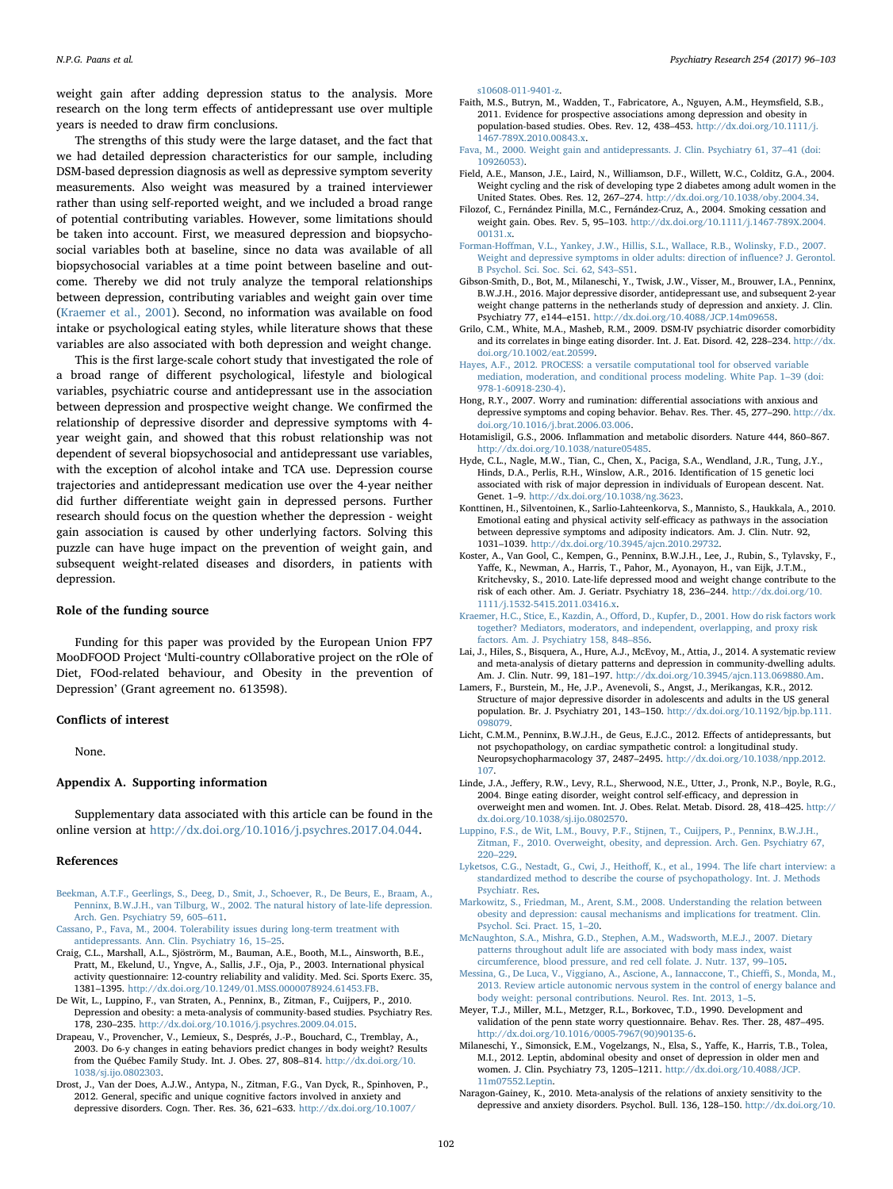weight gain after adding depression status to the analysis. More research on the long term effects of antidepressant use over multiple years is needed to draw firm conclusions.

The strengths of this study were the large dataset, and the fact that we had detailed depression characteristics for our sample, including DSM-based depression diagnosis as well as depressive symptom severity measurements. Also weight was measured by a trained interviewer rather than using self-reported weight, and we included a broad range of potential contributing variables. However, some limitations should be taken into account. First, we measured depression and biopsychosocial variables both at baseline, since no data was available of all biopsychosocial variables at a time point between baseline and outcome. Thereby we did not truly analyze the temporal relationships between depression, contributing variables and weight gain over time (Kraemer et al., 2001). Second, no information was available on food intake or psychological eating styles, while literature shows that these variables are also associated with both depression and weight change.

This is the first large-scale cohort study that investigated the role of a broad range of different psychological, lifestyle and biological variables, psychiatric course and antidepressant use in the association between depression and prospective weight change. We confirmed the relationship of depressive disorder and depressive symptoms with 4-year weight gain, and showed that this robust relationship was not dependent of several biopsychosocial and antidepressant use variables, with the exception of alcohol intake and TCA use. Depression course trajectories and antidepressant medication use over the 4-year neither did further differentiate weight gain in depressed persons. Further research should focus on the question whether the depression - weight gain association is caused by other underlying factors. Solving this puzzle can have huge impact on the prevention of weight gain, and subsequent weight-related diseases and disorders, in patients with depression.

## Role of the funding source

Funding for this paper was provided by the European Union FP7 MooDFOOD Project 'Multi-country cOllaborative project on the rOle of Diet, FOod-related behaviour, and Obesity in the prevention of Depression' (Grant agreement no. 613598).

## Conflicts of interest

None.

## Appendix A. Supporting information

Supplementary data associated with this article can be found in the online version at http://dx.doi.org/10.1016/j.psychres.2017.04.044.

## References

Beekman, A.T.F., Geerlings, S., Deeg, D., Smit, J., Schoever, R., De Beurs, E., Braam, A., Penninx, B.W.J.H., van Tilburg, W., 2002. The natural history of late-life depression. Arch. Gen. Psychiatry 59, 605–611.

Cassano, P., Fava, M., 2004. Tolerability issues during long-term treatment with antidepressants. Ann. Clin. Psychiatry 16, 15–25.

Craig, C.L., Marshall, A.L., Sjöströrm, M., Bauman, A.E., Booth, M.L., Ainsworth, B.E., Pratt, M., Ekelund, U., Yngve, A., Sallis, J.F., Oja, P., 2003. International physical activity questionnaire: 12-country reliability and validity. Med. Sci. Sports Exerc. 35, 1381–1395. http://dx.doi.org/10.1249/01.MSS.0000078924.61453.FB.

De Wit, L., Luppino, F., van Straten, A., Penninx, B., Zitman, F., Cuijpers, P., 2010. Depression and obesity: a meta-analysis of community-based studies. Psychiatry Res. 178, 230–235. http://dx.doi.org/10.1016/j.psychres.2009.04.015.

Drapeau, V., Provencher, V., Lemieux, S., Després, J.-P., Bouchard, C., Tremblay, A., 2003. Do 6-y changes in eating behaviors predict changes in body weight? Results from the Québec Family Study. Int. J. Obes. 27, 808–814. http://dx.doi.org/10.1038/sj.ijo.0802303.

Drost, J., Van der Does, A.J.W., Antypa, N., Zitman, F.G., Van Dyck, R., Spinhoven, P., 2012. General, specific and unique cognitive factors involved in anxiety and depressive disorders. Cogn. Ther. Res. 36, 621–633. http://dx.doi.org/10.1007/s10608-011-9401-z.

Faith, M.S., Butryn, M., Wadden, T., Fabricatore, A., Nguyen, A.M., Heymsfield, S.B., 2011. Evidence for prospective associations among depression and obesity in population-based studies. Obes. Rev. 12, 438–453. http://dx.doi.org/10.1111/j.1467-789X.2010.00843.x.

Fava, M., 2000. Weight gain and antidepressants. J. Clin. Psychiatry 61, 37–41 (doi: 10926053).

Field, A.E., Manson, J.E., Laird, N., Williamson, D.F., Willett, W.C., Colditz, G.A., 2004. Weight cycling and the risk of developing type 2 diabetes among adult women in the United States. Obes. Res. 12, 267–274. http://dx.doi.org/10.1038/oby.2004.34.

Filozof, C., Fernández Pinilla, M.C., Fernández-Cruz, A., 2004. Smoking cessation and weight gain. Obes. Rev. 5, 95–103. http://dx.doi.org/10.1111/j.1467-789X.2004.00131.x.

Forman-Hoffman, V.L., Yankey, J.W., Hillis, S.L., Wallace, R.B., Wolinsky, F.D., 2007. Weight and depressive symptoms in older adults: direction of influence? J. Gerontol. B Psychol. Sci. Soc. Sci. 62, S43–S51.

Gibson-Smith, D., Bot, M., Milaneschi, Y., Twisk, J.W., Visser, M., Brouwer, I.A., Penninx, B.W.J.H., 2016. Major depressive disorder, antidepressant use, and subsequent 2-year weight change patterns in the netherlands study of depression and anxiety. J. Clin. Psychiatry 77, e144–e151. http://dx.doi.org/10.4088/JCP.14m09658.

Grilo, C.M., White, M.A., Masheb, R.M., 2009. DSM-IV psychiatric disorder comorbidity and its correlates in binge eating disorder. Int. J. Eat. Disord. 42, 228–234. http://dx.doi.org/10.1002/eat.20599.

Hayes, A.F., 2012. PROCESS: a versatile computational tool for observed variable mediation, moderation, and conditional process modeling. White Pap. 1–39 (doi: 978-1-60918-230-4).

Hong, R.Y., 2007. Worry and rumination: differential associations with anxious and depressive symptoms and coping behavior. Behav. Res. Ther. 45, 277–290. http://dx.doi.org/10.1016/j.brat.2006.03.006.

Hotamisligil, G.S., 2006. Inflammation and metabolic disorders. Nature 444, 860–867. http://dx.doi.org/10.1038/nature05485.

Hyde, C.L., Nagle, M.W., Tian, C., Chen, X., Paciga, S.A., Wendland, J.R., Tung, J.Y., Hinds, D.A., Perlis, R.H., Winslow, A.R., 2016. Identification of 15 genetic loci associated with risk of major depression in individuals of European descent. Nat. Genet. 1–9. http://dx.doi.org/10.1038/ng.3623.

Konttinen, H., Silventoinen, K., Sarlio-Lahteenkorva, S., Mannisto, S., Haukkala, A., 2010. Emotional eating and physical activity self-efficacy as pathways in the association between depressive symptoms and adiposity indicators. Am. J. Clin. Nutr. 92, 1031–1039. http://dx.doi.org/10.3945/ajcn.2010.29732.

Koster, A., Van Gool, C., Kempen, G., Penninx, B.W.J.H., Lee, J., Rubin, S., Tylavsky, F., Yaffe, K., Newman, A., Harris, T., Pahor, M., Ayonayon, H., van Eijk, J.T.M., Kritchevsky, S., 2010. Late-life depressed mood and weight change contribute to the risk of each other. Am. J. Geriatr. Psychiatry 18, 236–244. http://dx.doi.org/10.1111/j.1532-5415.2011.03416.x.

Kraemer, H.C., Stice, E., Kazdin, A., Offord, D., Kupfer, D., 2001. How do risk factors work together? Mediators, moderators, and independent, overlapping, and proxy risk factors. Am. J. Psychiatry 158, 848–856.

Lai, J., Hiles, S., Bisquera, A., Hure, A.J., McEvoy, M., Attia, J., 2014. A systematic review and meta-analysis of dietary patterns and depression in community-dwelling adults. Am. J. Clin. Nutr. 99, 181–197. http://dx.doi.org/10.3945/ajcn.113.069880.Am.

Lamers, F., Burstein, M., He, J.P., Avenevoli, S., Angst, J., Merikangas, K.R., 2012. Structure of major depressive disorder in adolescents and adults in the US general population. Br. J. Psychiatry 201, 143–150. http://dx.doi.org/10.1192/bjp.bp.111.098079.

Licht, C.M.M., Penninx, B.W.J.H., de Geus, E.J.C., 2012. Effects of antidepressants, but not psychopathology, on cardiac sympathetic control: a longitudinal study. Neuropsychopharmacology 37, 2487–2495. http://dx.doi.org/10.1038/npp.2012.107.

Linde, J.A., Jeffery, R.W., Levy, R.L., Sherwood, N.E., Utter, J., Pronk, N.P., Boyle, R.G., 2004. Binge eating disorder, weight control self-efficacy, and depression in overweight men and women. Int. J. Obes. Relat. Metab. Disord. 28, 418–425. http://dx.doi.org/10.1038/sj.ijo.0802570.

Luppino, F.S., de Wit, L.M., Bouvy, P.F., Stijnen, T., Cuijpers, P., Penninx, B.W.J.H., Zitman, F., 2010. Overweight, obesity, and depression. Arch. Gen. Psychiatry 67, 220–229.

Lyketsos, C.G., Nestadt, G., Cwi, J., Heithoff, K., et al., 1994. The life chart interview: a standardized method to describe the course of psychopathology. Int. J. Methods Psychiatr. Res.

Markowitz, S., Friedman, M., Arent, S.M., 2008. Understanding the relation between obesity and depression: causal mechanisms and implications for treatment. Clin. Psychol. Sci. Pract. 15, 1–20.

McNaughton, S.A., Mishra, G.D., Stephen, A.M., Wadsworth, M.E.J., 2007. Dietary patterns throughout adult life are associated with body mass index, waist circumference, blood pressure, and red cell folate. J. Nutr. 137, 99–105.

Messina, G., De Luca, V., Viggiano, A., Ascione, A., Iannaccone, T., Chieffi, S., Monda, M., 2013. Review article autonomic nervous system in the control of energy balance and body weight: personal contributions. Neurol. Res. Int. 2013, 1–5.

Meyer, T.J., Miller, M.L., Metzger, R.L., Borkovec, T.D., 1990. Development and validation of the penn state worry questionnaire. Behav. Res. Ther. 28, 487–495. http://dx.doi.org/10.1016/0005-7967(90)90135-6.

Milaneschi, Y., Simonsick, E.M., Vogelzangs, N., Elsa, S., Yaffe, K., Harris, T.B., Tolea, M.I., 2012. Leptin, abdominal obesity and onset of depression in older men and women. J. Clin. Psychiatry 73, 1205–1211. http://dx.doi.org/10.4088/JCP.11m07552.Leptin.

Naragon-Gainey, K., 2010. Meta-analysis of the relations of anxiety sensitivity to the depressive and anxiety disorders. Psychol. Bull. 136, 128–150. http://dx.doi.org/10.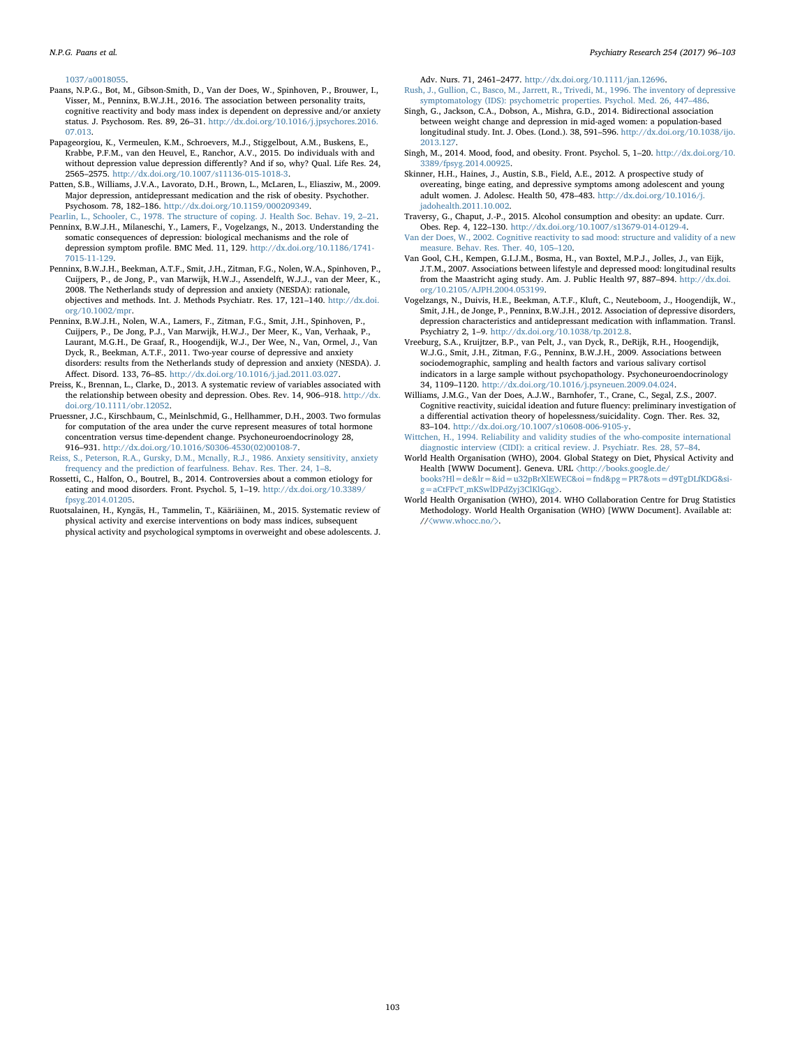1037/a0018055.

Paans, N.P.G., Bot, M., Gibson-Smith, D., Van der Does, W., Spinhoven, P., Brouwer, I., Visser, M., Penninx, B.W.J.H., 2016. The association between personality traits, cognitive reactivity and body mass index is dependent on depressive and/or anxiety status. J. Psychosom. Res. 89, 26–31. http://dx.doi.org/10.1016/j.jpsychores.2016.07.013.

Papageorgiou, K., Vermeulen, K.M., Schroevers, M.J., Stiggelbout, A.M., Buskens, E., Krabbe, P.F.M., van den Heuvel, E., Ranchor, A.V., 2015. Do individuals with and without depression value depression differently? And if so, why? Qual. Life Res. 24, 2565–2575. http://dx.doi.org/10.1007/s11136-015-1018-3.

Patten, S.B., Williams, J.V.A., Lavorato, D.H., Brown, L., McLaren, L., Eliasziw, M., 2009. Major depression, antidepressant medication and the risk of obesity. Psychother. Psychosom. 78, 182–186. http://dx.doi.org/10.1159/000209349.

Pearlin, L., Schooler, C., 1978. The structure of coping. J. Health Soc. Behav. 19, 2–21.

Penninx, B.W.J.H., Milaneschi, Y., Lamers, F., Vogelzangs, N., 2013. Understanding the somatic consequences of depression: biological mechanisms and the role of depression symptom profile. BMC Med. 11, 129. http://dx.doi.org/10.1186/1741-7015-11-129.

Penninx, B.W.J.H., Beekman, A.T.F., Smit, J.H., Zitman, F.G., Nolen, W.A., Spinhoven, P., Cuijpers, P., de Jong, P., van Marwijk, H.W.J., Assendelft, W.J.J., van der Meer, K., 2008. The Netherlands study of depression and anxiety (NESDA): rationale, objectives and methods. Int. J. Methods Psychiatr. Res. 17, 121–140. http://dx.doi.org/10.1002/mpr.

Penninx, B.W.J.H., Nolen, W.A., Lamers, F., Zitman, F.G., Smit, J.H., Spinhoven, P., Cuijpers, P., De Jong, P.J., Van Marwijk, H.W.J., Der Meer, K., Van, Verhaak, P., Laurant, M.G.H., De Graaf, R., Hoogendijk, W.J., Der Wee, N., Van, Ormel, J., Van Dyck, R., Beekman, A.T.F., 2011. Two-year course of depressive and anxiety disorders: results from the Netherlands study of depression and anxiety (NESDA). J. Affect. Disord. 133, 76–85. http://dx.doi.org/10.1016/j.jad.2011.03.027.

Preiss, K., Brennan, L., Clarke, D., 2013. A systematic review of variables associated with the relationship between obesity and depression. Obes. Rev. 14, 906–918. http://dx.doi.org/10.1111/obr.12052.

Pruessner, J.C., Kirschbaum, C., Meinlschmid, G., Hellhammer, D.H., 2003. Two formulas for computation of the area under the curve represent measures of total hormone concentration versus time-dependent change. Psychoneuroendocrinology 28, 916–931. http://dx.doi.org/10.1016/S0306-4530(02)00108-7.

Reiss, S., Peterson, R.A., Gursky, D.M., Mcnally, R.J., 1986. Anxiety sensitivity, anxiety frequency and the prediction of fearfulness. Behav. Res. Ther. 24, 1–8.

Rossetti, C., Halfon, O., Boutrel, B., 2014. Controversies about a common etiology for eating and mood disorders. Front. Psychol. 5, 1–19. http://dx.doi.org/10.3389/fpsyg.2014.01205.

Ruotsalainen, H., Kyngäs, H., Tammelin, T., Kääriäinen, M., 2015. Systematic review of physical activity and exercise interventions on body mass indices, subsequent physical activity and psychological symptoms in overweight and obese adolescents. J. Adv. Nurs. 71, 2461–2477. http://dx.doi.org/10.1111/jan.12696.

Rush, J., Gullion, C., Basco, M., Jarrett, R., Trivedi, M., 1996. The inventory of depressive symptomatology (IDS): psychometric properties. Psychol. Med. 26, 447–486.

Singh, G., Jackson, C.A., Dobson, A., Mishra, G.D., 2014. Bidirectional association between weight change and depression in mid-aged women: a population-based longitudinal study. Int. J. Obes. (Lond.). 38, 591–596. http://dx.doi.org/10.1038/ijo.2013.127.

Singh, M., 2014. Mood, food, and obesity. Front. Psychol. 5, 1–20. http://dx.doi.org/10.3389/fpsyg.2014.00925.

Skinner, H.H., Haines, J., Austin, S.B., Field, A.E., 2012. A prospective study of overeating, binge eating, and depressive symptoms among adolescent and young adult women. J. Adolesc. Health 50, 478–483. http://dx.doi.org/10.1016/j.jadohealth.2011.10.002.

Traversy, G., Chaput, J.-P., 2015. Alcohol consumption and obesity: an update. Curr. Obes. Rep. 4, 122–130. http://dx.doi.org/10.1007/s13679-014-0129-4.

Van der Does, W., 2002. Cognitive reactivity to sad mood: structure and validity of a new measure. Behav. Res. Ther. 40, 105–120.

Van Gool, C.H., Kempen, G.I.J.M., Bosma, H., van Boxtel, M.P.J., Jolles, J., van Eijk, J.T.M., 2007. Associations between lifestyle and depressed mood: longitudinal results from the Maastricht aging study. Am. J. Public Health 97, 887–894. http://dx.doi.org/10.2105/AJPH.2004.053199.

Vogelzangs, N., Duivis, H.E., Beekman, A.T.F., Kluft, C., Neuteboom, J., Hoogendijk, W., Smit, J.H., de Jonge, P., Penninx, B.W.J.H., 2012. Association of depressive disorders, depression characteristics and antidepressant medication with inflammation. Transl. Psychiatry 2, 1–9. http://dx.doi.org/10.1038/tp.2012.8.

Vreeburg, S.A., Kruijtzer, B.P., van Pelt, J., van Dyck, R., DeRijk, R.H., Hoogendijk, W.J.G., Smit, J.H., Zitman, F.G., Penninx, B.W.J.H., 2009. Associations between sociodemographic, sampling and health factors and various salivary cortisol indicators in a large sample without psychopathology. Psychoneuroendocrinology 34, 1109–1120. http://dx.doi.org/10.1016/j.psyneuen.2009.04.024.

Williams, J.M.G., Van der Does, A.J.W., Barnhofer, T., Crane, C., Segal, Z.S., 2007. Cognitive reactivity, suicidal ideation and future fluency: preliminary investigation of a differential activation theory of hopelessness/suicidality. Cogn. Ther. Res. 32, 83–104. http://dx.doi.org/10.1007/s10608-006-9105-y.

Wittchen, H., 1994. Reliability and validity studies of the who-composite international diagnostic interview (CIDI): a critical review. J. Psychiatr. Res. 28, 57–84.

World Health Organisation (WHO), 2004. Global Stategy on Diet, Physical Activity and Health [WWW Document]. Geneva. URL ⟨http://books.google.de/books?Hl=de&lr=&id=u32pBrXlEWEC&oi=fnd&pg=PR7&ots=d9TgDLfKDG&sig=aCtFPcT_mKSwlDPdZyj3ClKlGqg⟩.

World Health Organisation (WHO), 2014. WHO Collaboration Centre for Drug Statistics Methodology. World Health Organisation (WHO) [WWW Document]. Available at: //⟨www.whocc.no/⟩.